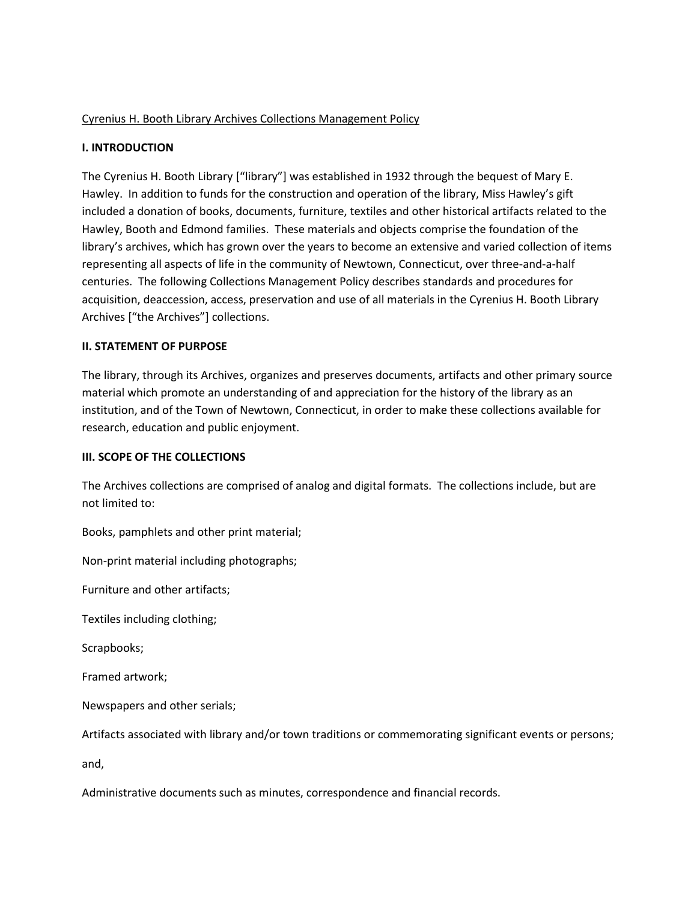Cyrenius H. Booth Library Archives Collections Management Policy

## I. INTRODUCTION

The Cyrenius H. Booth Library ["library"] was established in 1932 through the bequest of Mary E. Hawley. In addition to funds for the construction and operation of the library, Miss Hawley's gift included a donation of books, documents, furniture, textiles and other historical artifacts related to the Hawley, Booth and Edmond families. These materials and objects comprise the foundation of the library's archives, which has grown over the years to become an extensive and varied collection of items representing all aspects of life in the community of Newtown, Connecticut, over three-and-a-half centuries. The following Collections Management Policy describes standards and procedures for acquisition, deaccession, access, preservation and use of all materials in the Cyrenius H. Booth Library Archives ["the Archives"] collections.

## II. STATEMENT OF PURPOSE

The library, through its Archives, organizes and preserves documents, artifacts and other primary source material which promote an understanding of and appreciation for the history of the library as an institution, and of the Town of Newtown, Connecticut, in order to make these collections available for research, education and public enjoyment.

## III. SCOPE OF THE COLLECTIONS

The Archives collections are comprised of analog and digital formats. The collections include, but are not limited to:

Books, pamphlets and other print material;

Non-print material including photographs;

Furniture and other artifacts;

Textiles including clothing;

Scrapbooks;

Framed artwork;

Newspapers and other serials;

Artifacts associated with library and/or town traditions or commemorating significant events or persons;

and,

Administrative documents such as minutes, correspondence and financial records.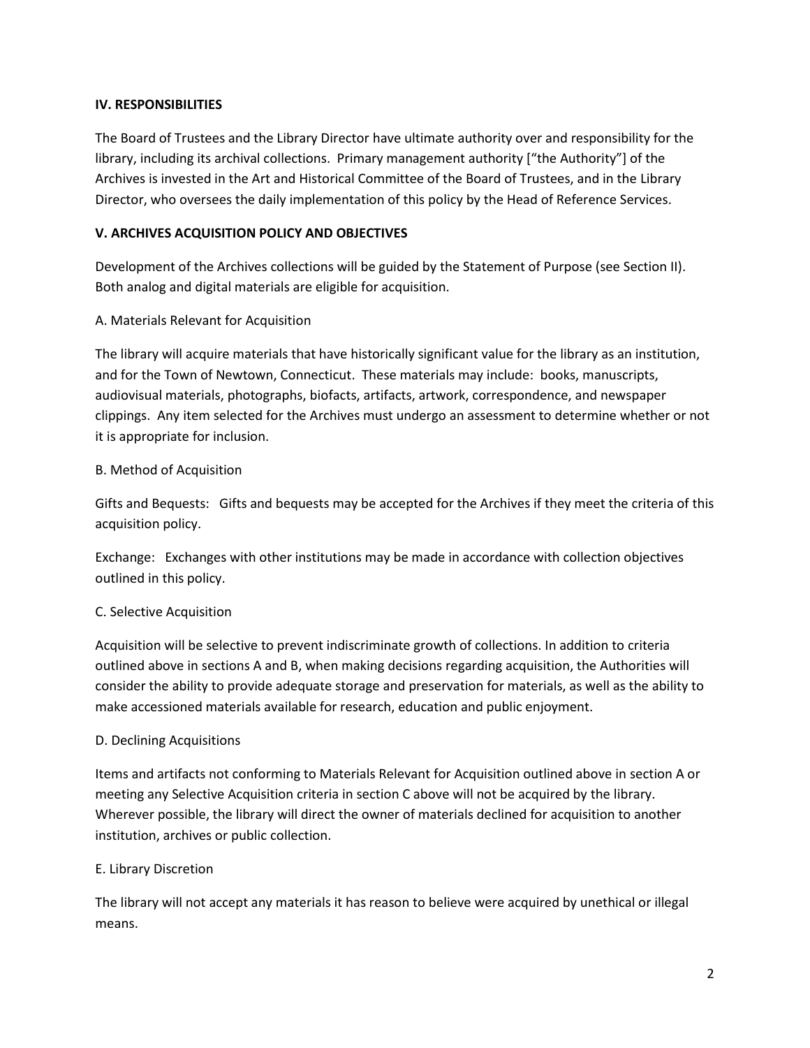## IV. RESPONSIBILITIES

The Board of Trustees and the Library Director have ultimate authority over and responsibility for the library, including its archival collections. Primary management authority ["the Authority"] of the Archives is invested in the Art and Historical Committee of the Board of Trustees, and in the Library Director, who oversees the daily implementation of this policy by the Head of Reference Services.

## V. ARCHIVES ACQUISITION POLICY AND OBJECTIVES

Development of the Archives collections will be guided by the Statement of Purpose (see Section II). Both analog and digital materials are eligible for acquisition.

### A. Materials Relevant for Acquisition

The library will acquire materials that have historically significant value for the library as an institution, and for the Town of Newtown, Connecticut. These materials may include: books, manuscripts, audiovisual materials, photographs, biofacts, artifacts, artwork, correspondence, and newspaper clippings. Any item selected for the Archives must undergo an assessment to determine whether or not it is appropriate for inclusion.

### B. Method of Acquisition

Gifts and Bequests: Gifts and bequests may be accepted for the Archives if they meet the criteria of this acquisition policy.

Exchange: Exchanges with other institutions may be made in accordance with collection objectives outlined in this policy.

### C. Selective Acquisition

Acquisition will be selective to prevent indiscriminate growth of collections. In addition to criteria outlined above in sections A and B, when making decisions regarding acquisition, the Authorities will consider the ability to provide adequate storage and preservation for materials, as well as the ability to make accessioned materials available for research, education and public enjoyment.

### D. Declining Acquisitions

Items and artifacts not conforming to Materials Relevant for Acquisition outlined above in section A or meeting any Selective Acquisition criteria in section C above will not be acquired by the library. Wherever possible, the library will direct the owner of materials declined for acquisition to another institution, archives or public collection.

### E. Library Discretion

The library will not accept any materials it has reason to believe were acquired by unethical or illegal means.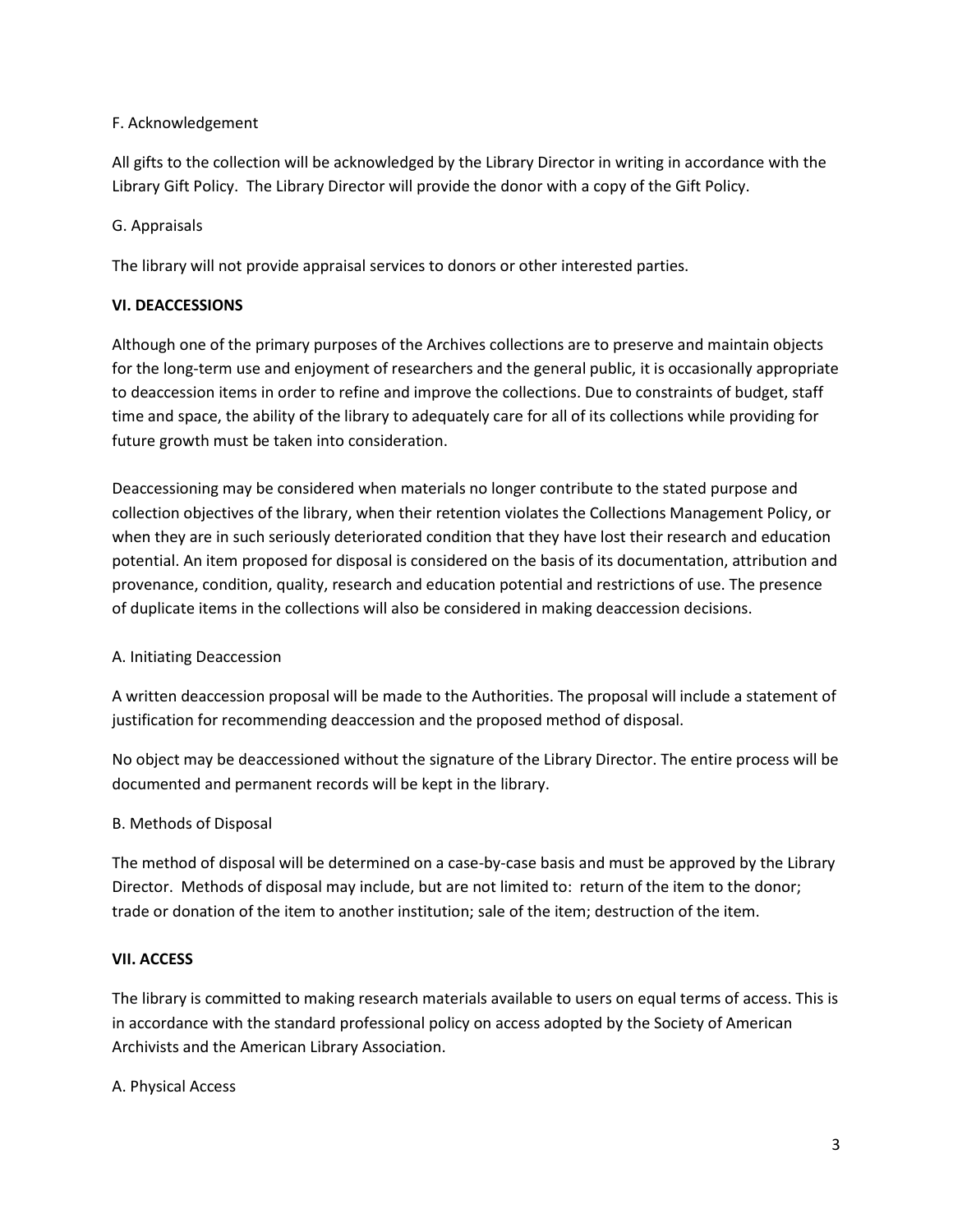F. Acknowledgement

All gifts to the collection will be acknowledged by the Library Director in writing in accordance with the Library Gift Policy. The Library Director will provide the donor with a copy of the Gift Policy.

G. Appraisals

The library will not provide appraisal services to donors or other interested parties.

## VI. DEACCESSIONS

Although one of the primary purposes of the Archives collections are to preserve and maintain objects for the long-term use and enjoyment of researchers and the general public, it is occasionally appropriate to deaccession items in order to refine and improve the collections. Due to constraints of budget, staff time and space, the ability of the library to adequately care for all of its collections while providing for future growth must be taken into consideration.

Deaccessioning may be considered when materials no longer contribute to the stated purpose and collection objectives of the library, when their retention violates the Collections Management Policy, or when they are in such seriously deteriorated condition that they have lost their research and education potential. An item proposed for disposal is considered on the basis of its documentation, attribution and provenance, condition, quality, research and education potential and restrictions of use. The presence of duplicate items in the collections will also be considered in making deaccession decisions.

A. Initiating Deaccession

A written deaccession proposal will be made to the Authorities. The proposal will include a statement of justification for recommending deaccession and the proposed method of disposal.

No object may be deaccessioned without the signature of the Library Director. The entire process will be documented and permanent records will be kept in the library.

B. Methods of Disposal

The method of disposal will be determined on a case-by-case basis and must be approved by the Library Director. Methods of disposal may include, but are not limited to: return of the item to the donor; trade or donation of the item to another institution; sale of the item; destruction of the item.

## VII. ACCESS

The library is committed to making research materials available to users on equal terms of access. This is in accordance with the standard professional policy on access adopted by the Society of American Archivists and the American Library Association.

A. Physical Access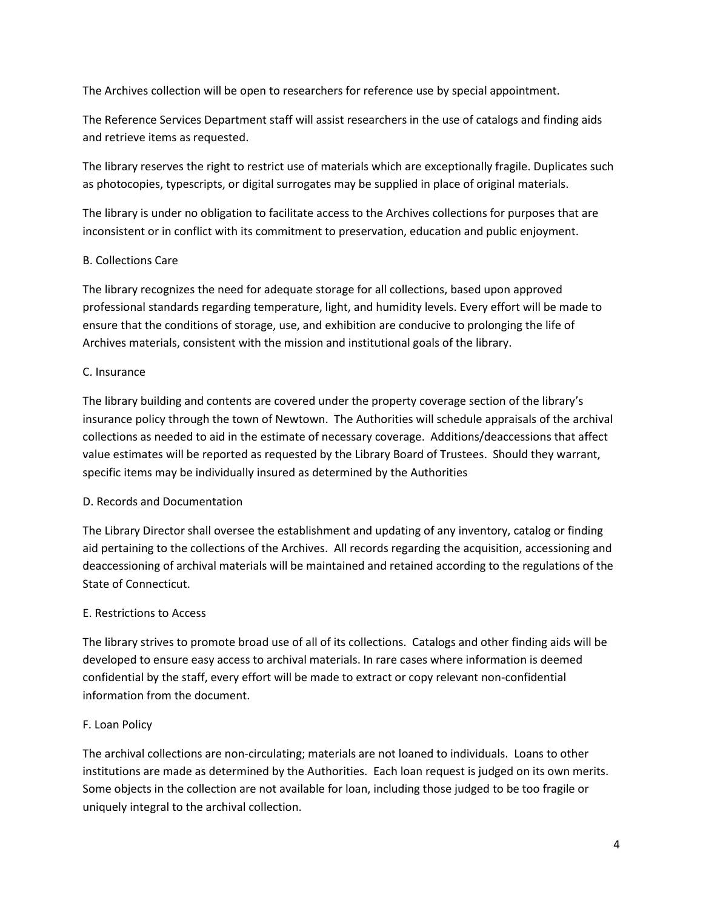The Archives collection will be open to researchers for reference use by special appointment.

The Reference Services Department staff will assist researchers in the use of catalogs and finding aids and retrieve items as requested.

The library reserves the right to restrict use of materials which are exceptionally fragile. Duplicates such as photocopies, typescripts, or digital surrogates may be supplied in place of original materials.

The library is under no obligation to facilitate access to the Archives collections for purposes that are inconsistent or in conflict with its commitment to preservation, education and public enjoyment.

B. Collections Care

The library recognizes the need for adequate storage for all collections, based upon approved professional standards regarding temperature, light, and humidity levels. Every effort will be made to ensure that the conditions of storage, use, and exhibition are conducive to prolonging the life of Archives materials, consistent with the mission and institutional goals of the library.

C. Insurance

The library building and contents are covered under the property coverage section of the library's insurance policy through the town of Newtown. The Authorities will schedule appraisals of the archival collections as needed to aid in the estimate of necessary coverage. Additions/deaccessions that affect value estimates will be reported as requested by the Library Board of Trustees. Should they warrant, specific items may be individually insured as determined by the Authorities

D. Records and Documentation

The Library Director shall oversee the establishment and updating of any inventory, catalog or finding aid pertaining to the collections of the Archives. All records regarding the acquisition, accessioning and deaccessioning of archival materials will be maintained and retained according to the regulations of the State of Connecticut.

E. Restrictions to Access

The library strives to promote broad use of all of its collections. Catalogs and other finding aids will be developed to ensure easy access to archival materials. In rare cases where information is deemed confidential by the staff, every effort will be made to extract or copy relevant non-confidential information from the document.

F. Loan Policy

The archival collections are non-circulating; materials are not loaned to individuals. Loans to other institutions are made as determined by the Authorities. Each loan request is judged on its own merits. Some objects in the collection are not available for loan, including those judged to be too fragile or uniquely integral to the archival collection.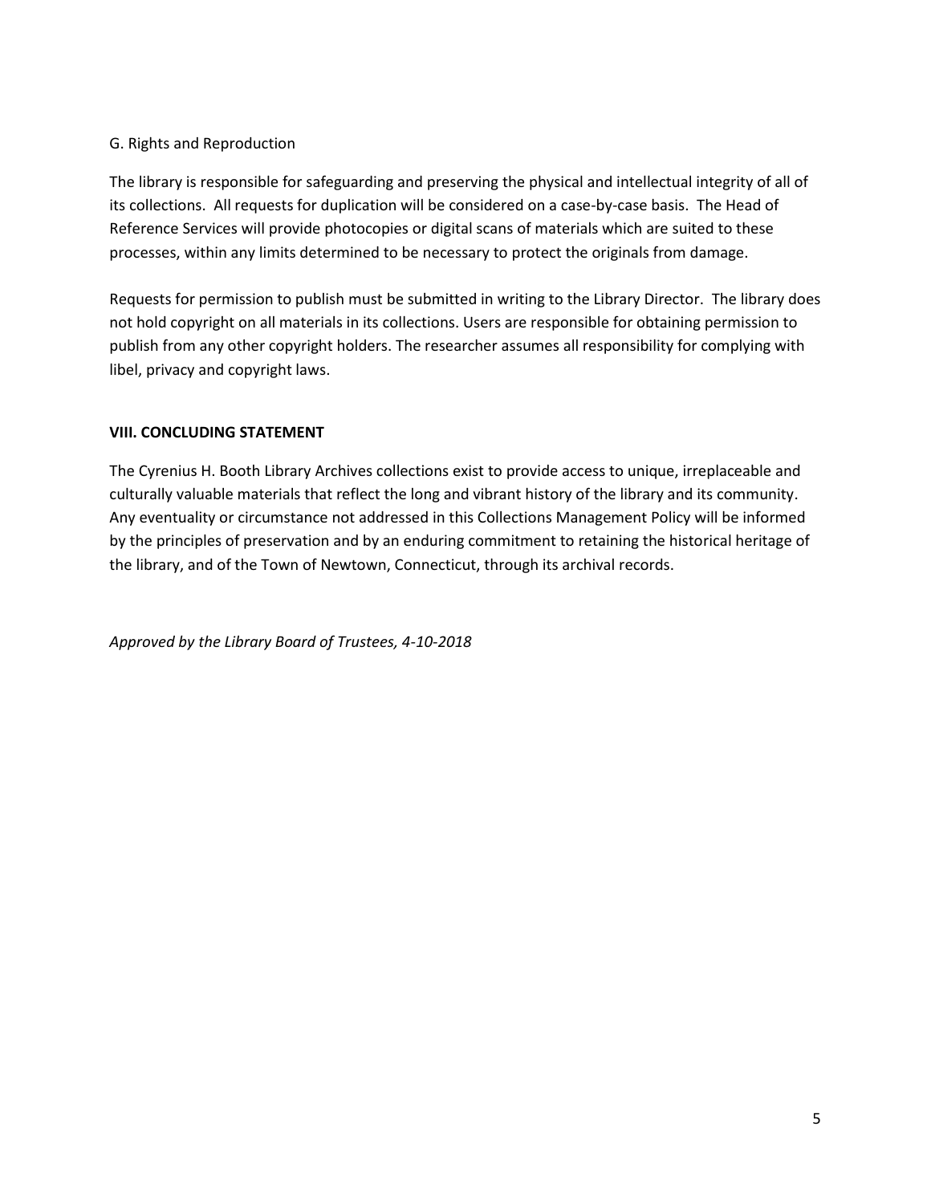G. Rights and Reproduction

The library is responsible for safeguarding and preserving the physical and intellectual integrity of all of its collections. All requests for duplication will be considered on a case-by-case basis. The Head of Reference Services will provide photocopies or digital scans of materials which are suited to these processes, within any limits determined to be necessary to protect the originals from damage.

Requests for permission to publish must be submitted in writing to the Library Director. The library does not hold copyright on all materials in its collections. Users are responsible for obtaining permission to publish from any other copyright holders. The researcher assumes all responsibility for complying with libel, privacy and copyright laws.

## VIII. CONCLUDING STATEMENT

The Cyrenius H. Booth Library Archives collections exist to provide access to unique, irreplaceable and culturally valuable materials that reflect the long and vibrant history of the library and its community. Any eventuality or circumstance not addressed in this Collections Management Policy will be informed by the principles of preservation and by an enduring commitment to retaining the historical heritage of the library, and of the Town of Newtown, Connecticut, through its archival records.

*Approved by the Library Board of Trustees, 4-10-2018*